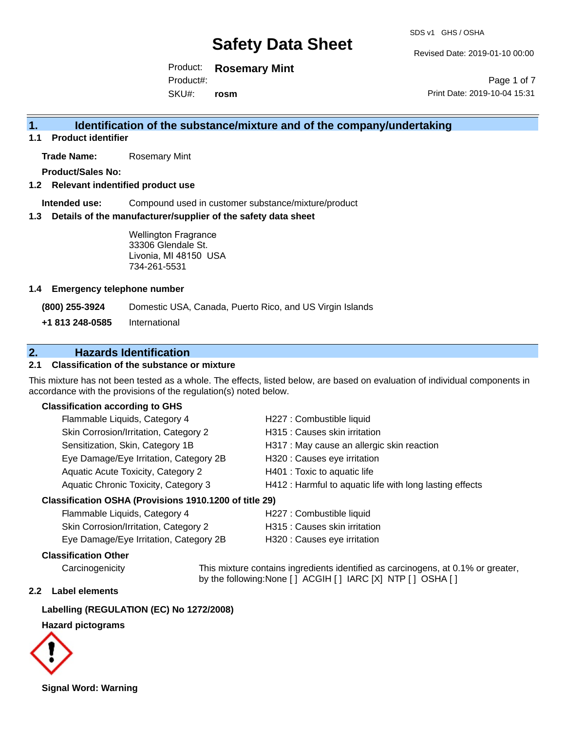# Safety Data Sheet

SDS v1 GHS / OSHA

Revised Date: 2019-01-10 00:00

Product: **Rosemary Mint**
Product#:
SKU#: **rosm**

Print Date: 2019-10-04 15:31

## 1. Identification of the substance/mixture and of the company/undertaking

### 1.1 Product identifier

**Trade Name:** Rosemary Mint

**Product/Sales No:**

### 1.2 Relevant indentified product use

**Intended use:** Compound used in customer substance/mixture/product

### 1.3 Details of the manufacturer/supplier of the safety data sheet

Wellington Fragrance
33306 Glendale St.
Livonia, MI 48150 USA
734-261-5531

### 1.4 Emergency telephone number

**(800) 255-3924** Domestic USA, Canada, Puerto Rico, and US Virgin Islands

**+1 813 248-0585** International

## 2. Hazards Identification

### 2.1 Classification of the substance or mixture

This mixture has not been tested as a whole. The effects, listed below, are based on evaluation of individual components in accordance with the provisions of the regulation(s) noted below.

**Classification according to GHS**

| | |
|---|---|
| Flammable Liquids, Category 4 | H227 : Combustible liquid |
| Skin Corrosion/Irritation, Category 2 | H315 : Causes skin irritation |
| Sensitization, Skin, Category 1B | H317 : May cause an allergic skin reaction |
| Eye Damage/Eye Irritation, Category 2B | H320 : Causes eye irritation |
| Aquatic Acute Toxicity, Category 2 | H401 : Toxic to aquatic life |
| Aquatic Chronic Toxicity, Category 3 | H412 : Harmful to aquatic life with long lasting effects |

**Classification OSHA (Provisions 1910.1200 of title 29)**

| | |
|---|---|
| Flammable Liquids, Category 4 | H227 : Combustible liquid |
| Skin Corrosion/Irritation, Category 2 | H315 : Causes skin irritation |
| Eye Damage/Eye Irritation, Category 2B | H320 : Causes eye irritation |

**Classification Other**

Carcinogenicity: This mixture contains ingredients identified as carcinogens, at 0.1% or greater, by the following:None [ ] ACGIH [ ] IARC [X] NTP [ ] OSHA [ ]

### 2.2 Label elements

**Labelling (REGULATION (EC) No 1272/2008)**

**Hazard pictograms**

**Signal Word: Warning**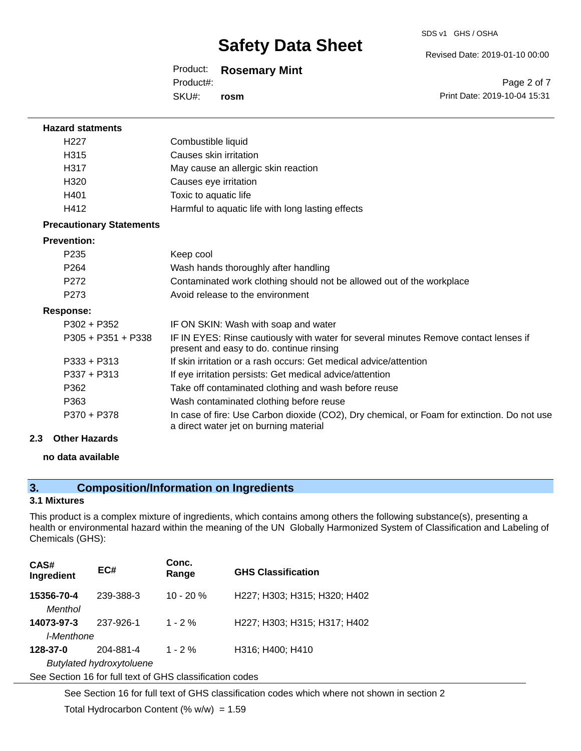**Hazard statments**

| | |
|---|---|
| H227 | Combustible liquid |
| H315 | Causes skin irritation |
| H317 | May cause an allergic skin reaction |
| H320 | Causes eye irritation |
| H401 | Toxic to aquatic life |
| H412 | Harmful to aquatic life with long lasting effects |

**Precautionary Statements**

**Prevention:**

| | |
|---|---|
| P235 | Keep cool |
| P264 | Wash hands thoroughly after handling |
| P272 | Contaminated work clothing should not be allowed out of the workplace |
| P273 | Avoid release to the environment |

**Response:**

| | |
|---|---|
| P302 + P352 | IF ON SKIN: Wash with soap and water |
| P305 + P351 + P338 | IF IN EYES: Rinse cautiously with water for several minutes Remove contact lenses if present and easy to do. continue rinsing |
| P333 + P313 | If skin irritation or a rash occurs: Get medical advice/attention |
| P337 + P313 | If eye irritation persists: Get medical advice/attention |
| P362 | Take off contaminated clothing and wash before reuse |
| P363 | Wash contaminated clothing before reuse |
| P370 + P378 | In case of fire: Use Carbon dioxide ($CO_2$), Dry chemical, or Foam for extinction. Do not use a direct water jet on burning material |

### 2.3 Other Hazards

**no data available**

## 3. Composition/Information on Ingredients

### 3.1 Mixtures

This product is a complex mixture of ingredients, which contains among others the following substance(s), presenting a health or environmental hazard within the meaning of the UN Globally Harmonized System of Classification and Labeling of Chemicals (GHS):

| CAS# Ingredient | EC# | Conc. Range | GHS Classification |
|---|---|---|---|
| **15356-70-4** *Menthol* | 239-388-3 | 10 - 20 % | H227; H303; H315; H320; H402 |
| **14073-97-3** *l-Menthone* | 237-926-1 | 1 - 2 % | H227; H303; H315; H317; H402 |
| **128-37-0** *Butylated hydroxytoluene* | 204-881-4 | 1 - 2 % | H316; H400; H410 |

See Section 16 for full text of GHS classification codes

See Section 16 for full text of GHS classification codes which where not shown in section 2

Total Hydrocarbon Content (% w/w) = 1.59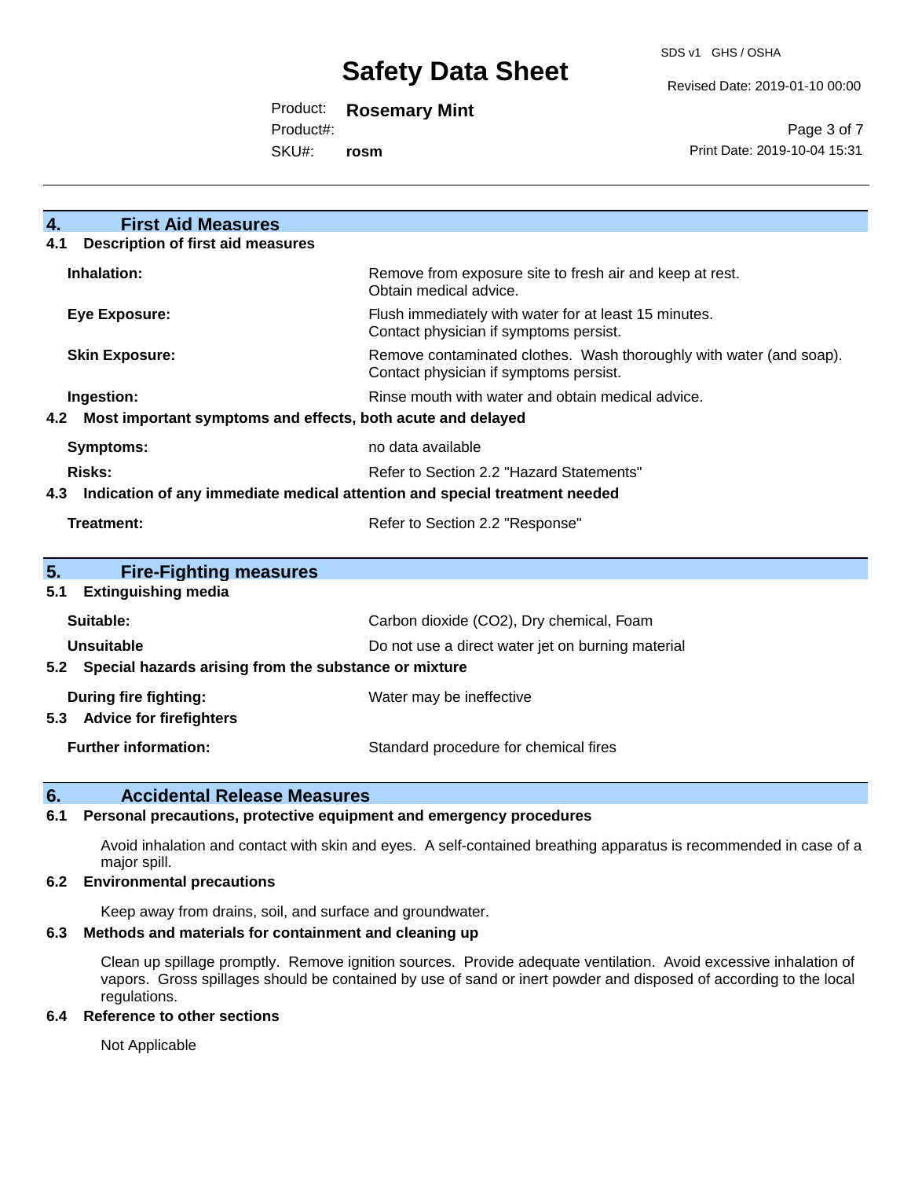## 4. First Aid Measures

### 4.1 Description of first aid measures

| | |
|---|---|
| **Inhalation:** | Remove from exposure site to fresh air and keep at rest. Obtain medical advice. |
| **Eye Exposure:** | Flush immediately with water for at least 15 minutes. Contact physician if symptoms persist. |
| **Skin Exposure:** | Remove contaminated clothes. Wash thoroughly with water (and soap). Contact physician if symptoms persist. |
| **Ingestion:** | Rinse mouth with water and obtain medical advice. |

### 4.2 Most important symptoms and effects, both acute and delayed

| | |
|---|---|
| **Symptoms:** | no data available |
| **Risks:** | Refer to Section 2.2 "Hazard Statements" |

### 4.3 Indication of any immediate medical attention and special treatment needed

| | |
|---|---|
| **Treatment:** | Refer to Section 2.2 "Response" |

## 5. Fire-Fighting measures

### 5.1 Extinguishing media

| | |
|---|---|
| **Suitable:** | Carbon dioxide ($CO_2$), Dry chemical, Foam |
| **Unsuitable** | Do not use a direct water jet on burning material |

### 5.2 Special hazards arising from the substance or mixture

| | |
|---|---|
| **During fire fighting:** | Water may be ineffective |

### 5.3 Advice for firefighters

| | |
|---|---|
| **Further information:** | Standard procedure for chemical fires |

## 6. Accidental Release Measures

### 6.1 Personal precautions, protective equipment and emergency procedures

Avoid inhalation and contact with skin and eyes. A self-contained breathing apparatus is recommended in case of a major spill.

### 6.2 Environmental precautions

Keep away from drains, soil, and surface and groundwater.

### 6.3 Methods and materials for containment and cleaning up

Clean up spillage promptly. Remove ignition sources. Provide adequate ventilation. Avoid excessive inhalation of vapors. Gross spillages should be contained by use of sand or inert powder and disposed of according to the local regulations.

### 6.4 Reference to other sections

Not Applicable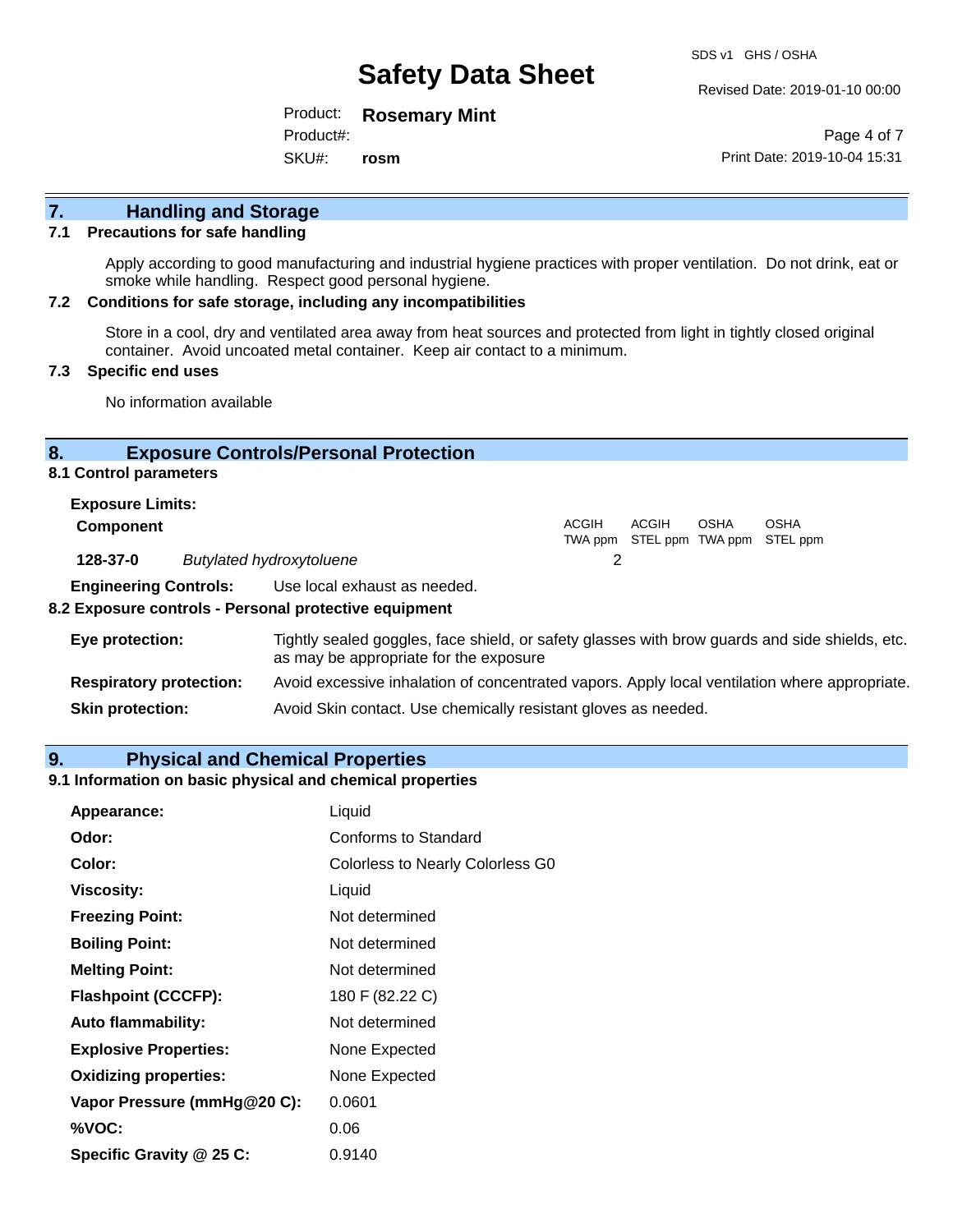## 7. Handling and Storage

### 7.1 Precautions for safe handling

Apply according to good manufacturing and industrial hygiene practices with proper ventilation. Do not drink, eat or smoke while handling. Respect good personal hygiene.

### 7.2 Conditions for safe storage, including any incompatibilities

Store in a cool, dry and ventilated area away from heat sources and protected from light in tightly closed original container. Avoid uncoated metal container. Keep air contact to a minimum.

### 7.3 Specific end uses

No information available

## 8. Exposure Controls/Personal Protection

### 8.1 Control parameters

**Exposure Limits:**

| Component | | ACGIH TWA ppm | ACGIH STEL ppm | OSHA TWA ppm | OSHA STEL ppm |
|---|---|---|---|---|---|
| **128-37-0** | *Butylated hydroxytoluene* | 2 | | | |

**Engineering Controls:** Use local exhaust as needed.

### 8.2 Exposure controls - Personal protective equipment

**Eye protection:** Tightly sealed goggles, face shield, or safety glasses with brow guards and side shields, etc. as may be appropriate for the exposure

**Respiratory protection:** Avoid excessive inhalation of concentrated vapors. Apply local ventilation where appropriate.

**Skin protection:** Avoid Skin contact. Use chemically resistant gloves as needed.

## 9. Physical and Chemical Properties

### 9.1 Information on basic physical and chemical properties

| | |
|---|---|
| **Appearance:** | Liquid |
| **Odor:** | Conforms to Standard |
| **Color:** | Colorless to Nearly Colorless G0 |
| **Viscosity:** | Liquid |
| **Freezing Point:** | Not determined |
| **Boiling Point:** | Not determined |
| **Melting Point:** | Not determined |
| **Flashpoint (CCCFP):** | 180 F (82.22 C) |
| **Auto flammability:** | Not determined |
| **Explosive Properties:** | None Expected |
| **Oxidizing properties:** | None Expected |
| **Vapor Pressure (mmHg@20 C):** | 0.0601 |
| **%VOC:** | 0.06 |
| **Specific Gravity @ 25 C:** | 0.9140 |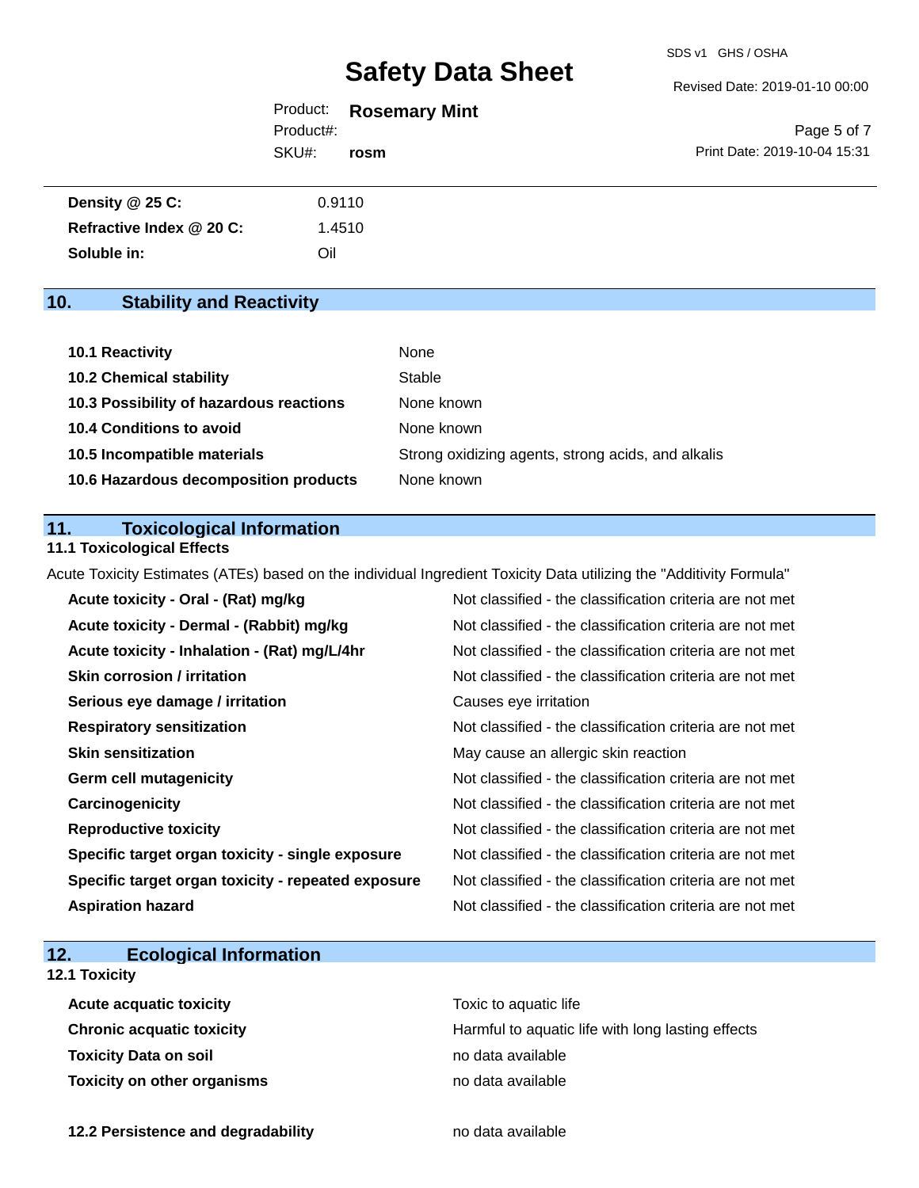| | |
|---|---|
| **Density @ 25 C:** | 0.9110 |
| **Refractive Index @ 20 C:** | 1.4510 |
| **Soluble in:** | Oil |

## 10. Stability and Reactivity

| | |
|---|---|
| **10.1 Reactivity** | None |
| **10.2 Chemical stability** | Stable |
| **10.3 Possibility of hazardous reactions** | None known |
| **10.4 Conditions to avoid** | None known |
| **10.5 Incompatible materials** | Strong oxidizing agents, strong acids, and alkalis |
| **10.6 Hazardous decomposition products** | None known |

## 11. Toxicological Information

### 11.1 Toxicological Effects

Acute Toxicity Estimates (ATEs) based on the individual Ingredient Toxicity Data utilizing the "Additivity Formula"

| | |
|---|---|
| **Acute toxicity - Oral - (Rat) mg/kg** | Not classified - the classification criteria are not met |
| **Acute toxicity - Dermal - (Rabbit) mg/kg** | Not classified - the classification criteria are not met |
| **Acute toxicity - Inhalation - (Rat) mg/L/4hr** | Not classified - the classification criteria are not met |
| **Skin corrosion / irritation** | Not classified - the classification criteria are not met |
| **Serious eye damage / irritation** | Causes eye irritation |
| **Respiratory sensitization** | Not classified - the classification criteria are not met |
| **Skin sensitization** | May cause an allergic skin reaction |
| **Germ cell mutagenicity** | Not classified - the classification criteria are not met |
| **Carcinogenicity** | Not classified - the classification criteria are not met |
| **Reproductive toxicity** | Not classified - the classification criteria are not met |
| **Specific target organ toxicity - single exposure** | Not classified - the classification criteria are not met |
| **Specific target organ toxicity - repeated exposure** | Not classified - the classification criteria are not met |
| **Aspiration hazard** | Not classified - the classification criteria are not met |

## 12. Ecological Information

### 12.1 Toxicity

| | |
|---|---|
| **Acute acquatic toxicity** | Toxic to aquatic life |
| **Chronic acquatic toxicity** | Harmful to aquatic life with long lasting effects |
| **Toxicity Data on soil** | no data available |
| **Toxicity on other organisms** | no data available |

| | |
|---|---|
| **12.2 Persistence and degradability** | no data available |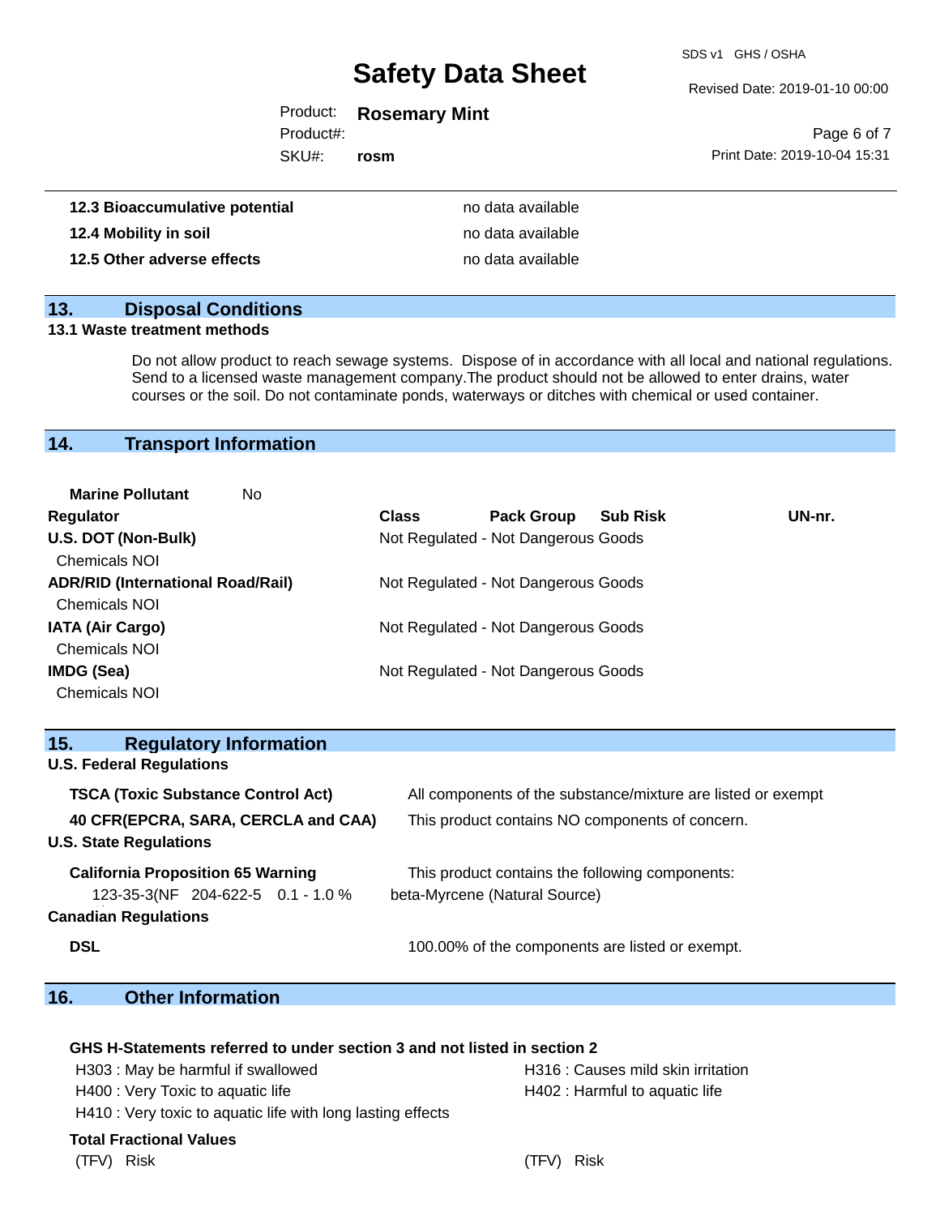| | |
|---|---|
| **12.3 Bioaccumulative potential** | no data available |
| **12.4 Mobility in soil** | no data available |
| **12.5 Other adverse effects** | no data available |

## 13. Disposal Conditions

**13.1 Waste treatment methods**

Do not allow product to reach sewage systems. Dispose of in accordance with all local and national regulations. Send to a licensed waste management company.The product should not be allowed to enter drains, water courses or the soil. Do not contaminate ponds, waterways or ditches with chemical or used container.

## 14. Transport Information

**Marine Pollutant** No

| Regulator | Class | Pack Group | Sub Risk | UN-nr. |
|---|---|---|---|---|
| **U.S. DOT (Non-Bulk)** | Not Regulated - Not Dangerous Goods | | | |
| Chemicals NOI | | | | |
| **ADR/RID (International Road/Rail)** | Not Regulated - Not Dangerous Goods | | | |
| Chemicals NOI | | | | |
| **IATA (Air Cargo)** | Not Regulated - Not Dangerous Goods | | | |
| Chemicals NOI | | | | |
| **IMDG (Sea)** | Not Regulated - Not Dangerous Goods | | | |
| Chemicals NOI | | | | |

## 15. Regulatory Information

**U.S. Federal Regulations**

| | |
|---|---|
| **TSCA (Toxic Substance Control Act)** | All components of the substance/mixture are listed or exempt |
| **40 CFR(EPCRA, SARA, CERCLA and CAA)** | This product contains NO components of concern. |

**U.S. State Regulations**

**California Proposition 65 Warning** — This product contains the following components:

| | | | |
|---|---|---|---|
| 123-35-3(NF | 204-622-5 | 0.1 - 1.0 % | beta-Myrcene (Natural Source) |

**Canadian Regulations**

| | |
|---|---|
| **DSL** | 100.00% of the components are listed or exempt. |

## 16. Other Information

**GHS H-Statements referred to under section 3 and not listed in section 2**

H303 : May be harmful if swallowed

H316 : Causes mild skin irritation

H400 : Very Toxic to aquatic life

H402 : Harmful to aquatic life

H410 : Very toxic to aquatic life with long lasting effects

**Total Fractional Values**

| (TFV) Risk | (TFV) Risk |
|---|---|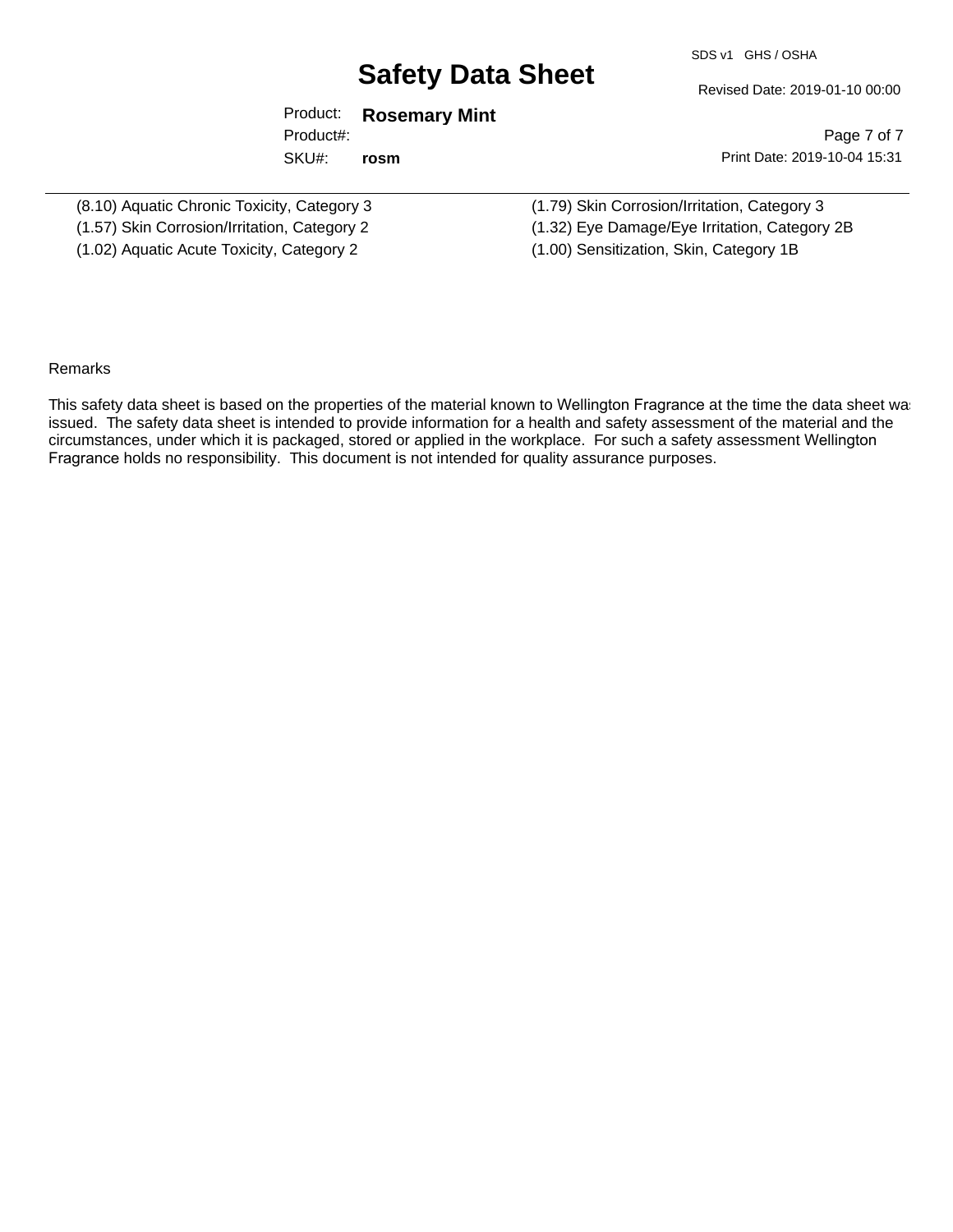(8.10) Aquatic Chronic Toxicity, Category 3

(1.79) Skin Corrosion/Irritation, Category 3

(1.57) Skin Corrosion/Irritation, Category 2

(1.32) Eye Damage/Eye Irritation, Category 2B

(1.02) Aquatic Acute Toxicity, Category 2

(1.00) Sensitization, Skin, Category 1B

Remarks

This safety data sheet is based on the properties of the material known to Wellington Fragrance at the time the data sheet was issued. The safety data sheet is intended to provide information for a health and safety assessment of the material and the circumstances, under which it is packaged, stored or applied in the workplace. For such a safety assessment Wellington Fragrance holds no responsibility. This document is not intended for quality assurance purposes.